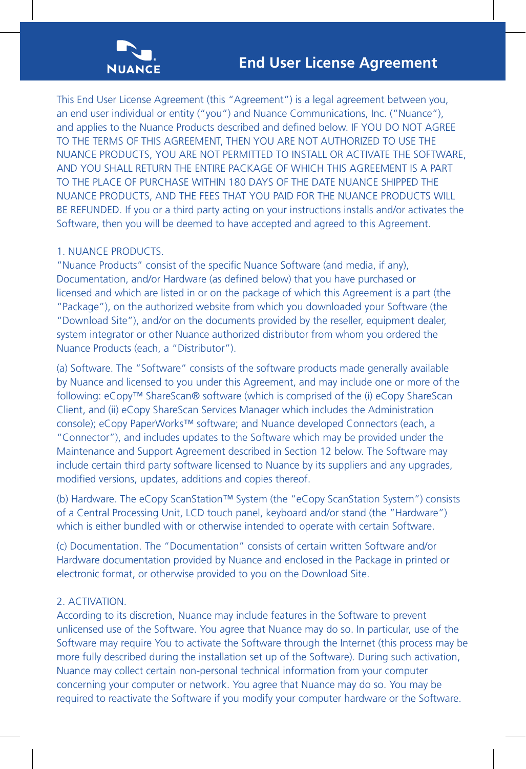# End User License Agreement

This End User License Agreement (this "Agreement") is a legal agreement between you, an end user individual or entity ("you") and Nuance Communications, Inc. ("Nuance"), and applies to the Nuance Products described and defined below. IF YOU DO NOT AGREE TO THE TERMS OF THIS AGREEMENT, THEN YOU ARE NOT AUTHORIZED TO USE THE NUANCE PRODUCTS, YOU ARE NOT PERMITTED TO INSTALL OR ACTIVATE THE SOFTWARE, AND YOU SHALL RETURN THE ENTIRE PACKAGE OF WHICH THIS AGREEMENT IS A PART TO THE PLACE OF PURCHASE WITHIN 180 DAYS OF THE DATE NUANCE SHIPPED THE NUANCE PRODUCTS, AND THE FEES THAT YOU PAID FOR THE NUANCE PRODUCTS WILL BE REFUNDED. If you or a third party acting on your instructions installs and/or activates the Software, then you will be deemed to have accepted and agreed to this Agreement.

## 1. NUANCE PRODUCTS.

"Nuance Products" consist of the specific Nuance Software (and media, if any), Documentation, and/or Hardware (as defined below) that you have purchased or licensed and which are listed in or on the package of which this Agreement is a part (the "Package"), on the authorized website from which you downloaded your Software (the "Download Site"), and/or on the documents provided by the reseller, equipment dealer, system integrator or other Nuance authorized distributor from whom you ordered the Nuance Products (each, a "Distributor").

(a) Software. The "Software" consists of the software products made generally available by Nuance and licensed to you under this Agreement, and may include one or more of the following: eCopy™ ShareScan® software (which is comprised of the (i) eCopy ShareScan Client, and (ii) eCopy ShareScan Services Manager which includes the Administration console); eCopy PaperWorks™ software; and Nuance developed Connectors (each, a "Connector"), and includes updates to the Software which may be provided under the Maintenance and Support Agreement described in Section 12 below. The Software may include certain third party software licensed to Nuance by its suppliers and any upgrades, modified versions, updates, additions and copies thereof.

(b) Hardware. The eCopy ScanStation™ System (the "eCopy ScanStation System") consists of a Central Processing Unit, LCD touch panel, keyboard and/or stand (the "Hardware") which is either bundled with or otherwise intended to operate with certain Software.

(c) Documentation. The "Documentation" consists of certain written Software and/or Hardware documentation provided by Nuance and enclosed in the Package in printed or electronic format, or otherwise provided to you on the Download Site.

## 2. ACTIVATION.

According to its discretion, Nuance may include features in the Software to prevent unlicensed use of the Software. You agree that Nuance may do so. In particular, use of the Software may require You to activate the Software through the Internet (this process may be more fully described during the installation set up of the Software). During such activation, Nuance may collect certain non-personal technical information from your computer concerning your computer or network. You agree that Nuance may do so. You may be required to reactivate the Software if you modify your computer hardware or the Software.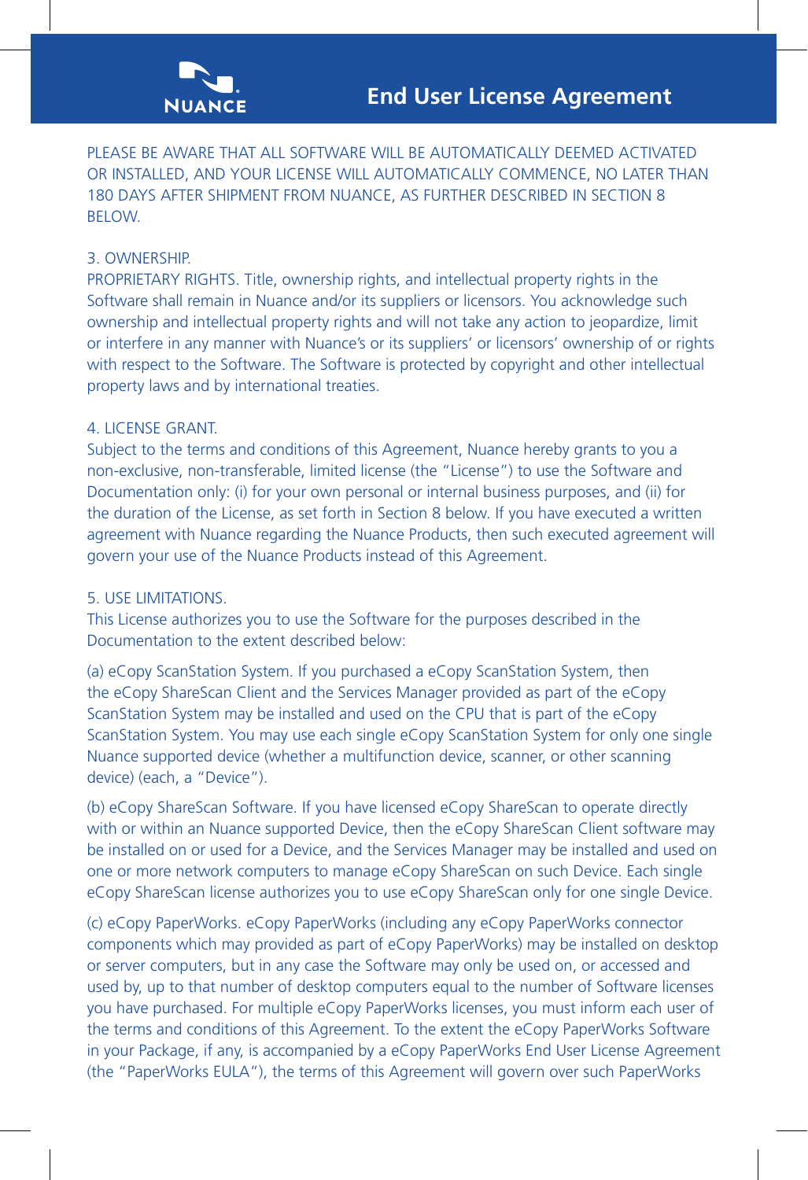# End User License Agreement

PLEASE BE AWARE THAT ALL SOFTWARE WILL BE AUTOMATICALLY DEEMED ACTIVATED OR INSTALLED, AND YOUR LICENSE WILL AUTOMATICALLY COMMENCE, NO LATER THAN 180 DAYS AFTER SHIPMENT FROM NUANCE, AS FURTHER DESCRIBED IN SECTION 8 BELOW.

## 3. OWNERSHIP.

PROPRIETARY RIGHTS. Title, ownership rights, and intellectual property rights in the Software shall remain in Nuance and/or its suppliers or licensors. You acknowledge such ownership and intellectual property rights and will not take any action to jeopardize, limit or interfere in any manner with Nuance's or its suppliers' or licensors' ownership of or rights with respect to the Software. The Software is protected by copyright and other intellectual property laws and by international treaties.

## 4. LICENSE GRANT.

Subject to the terms and conditions of this Agreement, Nuance hereby grants to you a non-exclusive, non-transferable, limited license (the "License") to use the Software and Documentation only: (i) for your own personal or internal business purposes, and (ii) for the duration of the License, as set forth in Section 8 below. If you have executed a written agreement with Nuance regarding the Nuance Products, then such executed agreement will govern your use of the Nuance Products instead of this Agreement.

## 5. USE LIMITATIONS.

This License authorizes you to use the Software for the purposes described in the Documentation to the extent described below:

(a) eCopy ScanStation System. If you purchased a eCopy ScanStation System, then the eCopy ShareScan Client and the Services Manager provided as part of the eCopy ScanStation System may be installed and used on the CPU that is part of the eCopy ScanStation System. You may use each single eCopy ScanStation System for only one single Nuance supported device (whether a multifunction device, scanner, or other scanning device) (each, a "Device").

(b) eCopy ShareScan Software. If you have licensed eCopy ShareScan to operate directly with or within an Nuance supported Device, then the eCopy ShareScan Client software may be installed on or used for a Device, and the Services Manager may be installed and used on one or more network computers to manage eCopy ShareScan on such Device. Each single eCopy ShareScan license authorizes you to use eCopy ShareScan only for one single Device.

(c) eCopy PaperWorks. eCopy PaperWorks (including any eCopy PaperWorks connector components which may provided as part of eCopy PaperWorks) may be installed on desktop or server computers, but in any case the Software may only be used on, or accessed and used by, up to that number of desktop computers equal to the number of Software licenses you have purchased. For multiple eCopy PaperWorks licenses, you must inform each user of the terms and conditions of this Agreement. To the extent the eCopy PaperWorks Software in your Package, if any, is accompanied by a eCopy PaperWorks End User License Agreement (the "PaperWorks EULA"), the terms of this Agreement will govern over such PaperWorks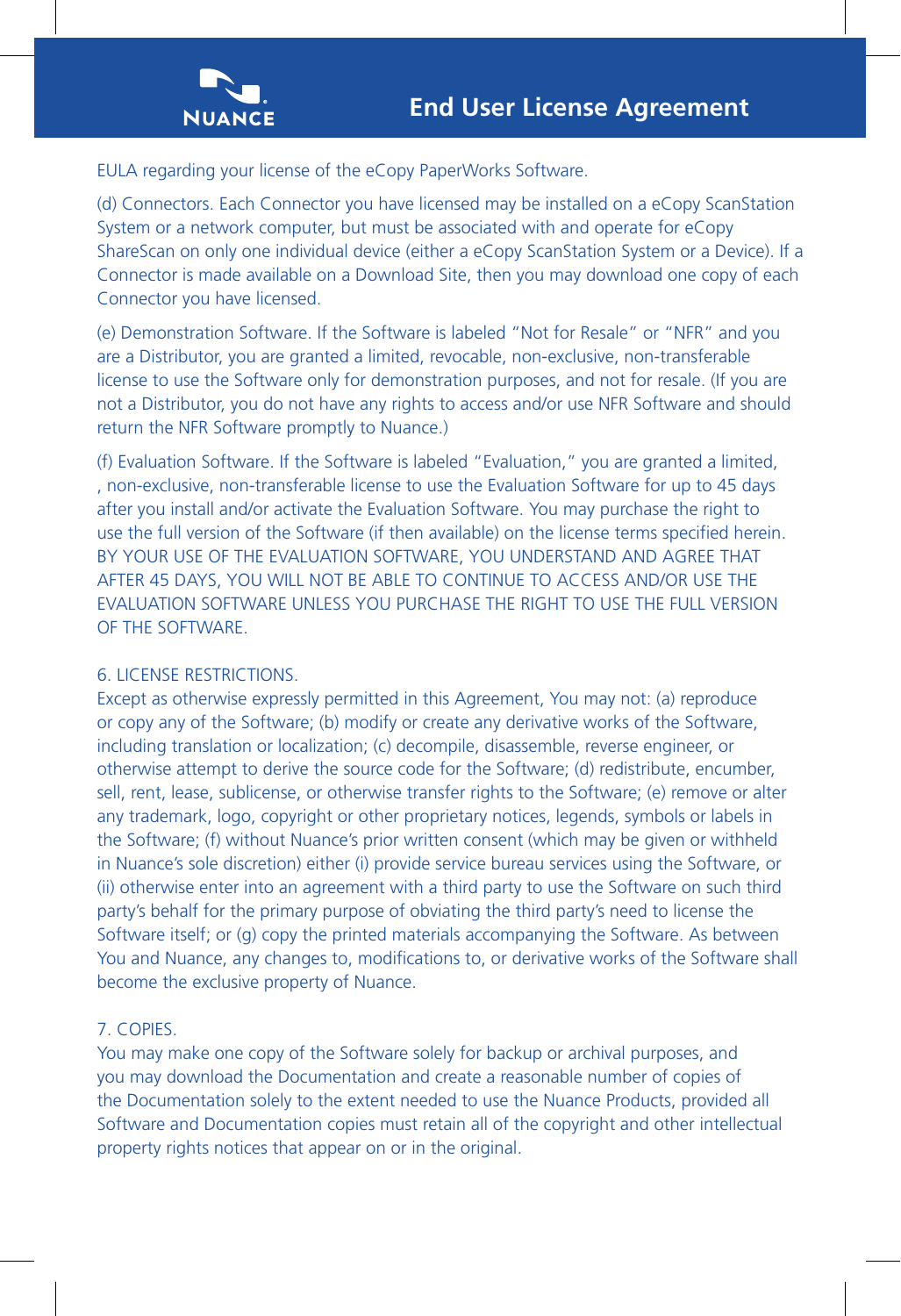EULA regarding your license of the eCopy PaperWorks Software.

(d) Connectors. Each Connector you have licensed may be installed on a eCopy ScanStation System or a network computer, but must be associated with and operate for eCopy ShareScan on only one individual device (either a eCopy ScanStation System or a Device). If a Connector is made available on a Download Site, then you may download one copy of each Connector you have licensed.

(e) Demonstration Software. If the Software is labeled "Not for Resale" or "NFR" and you are a Distributor, you are granted a limited, revocable, non-exclusive, non-transferable license to use the Software only for demonstration purposes, and not for resale. (If you are not a Distributor, you do not have any rights to access and/or use NFR Software and should return the NFR Software promptly to Nuance.)

(f) Evaluation Software. If the Software is labeled "Evaluation," you are granted a limited, , non-exclusive, non-transferable license to use the Evaluation Software for up to 45 days after you install and/or activate the Evaluation Software. You may purchase the right to use the full version of the Software (if then available) on the license terms specified herein. BY YOUR USE OF THE EVALUATION SOFTWARE, YOU UNDERSTAND AND AGREE THAT AFTER 45 DAYS, YOU WILL NOT BE ABLE TO CONTINUE TO ACCESS AND/OR USE THE EVALUATION SOFTWARE UNLESS YOU PURCHASE THE RIGHT TO USE THE FULL VERSION OF THE SOFTWARE.

## 6. LICENSE RESTRICTIONS.

Except as otherwise expressly permitted in this Agreement, You may not: (a) reproduce or copy any of the Software; (b) modify or create any derivative works of the Software, including translation or localization; (c) decompile, disassemble, reverse engineer, or otherwise attempt to derive the source code for the Software; (d) redistribute, encumber, sell, rent, lease, sublicense, or otherwise transfer rights to the Software; (e) remove or alter any trademark, logo, copyright or other proprietary notices, legends, symbols or labels in the Software; (f) without Nuance's prior written consent (which may be given or withheld in Nuance's sole discretion) either (i) provide service bureau services using the Software, or (ii) otherwise enter into an agreement with a third party to use the Software on such third party's behalf for the primary purpose of obviating the third party's need to license the Software itself; or (g) copy the printed materials accompanying the Software. As between You and Nuance, any changes to, modifications to, or derivative works of the Software shall become the exclusive property of Nuance.

## 7. COPIES.

You may make one copy of the Software solely for backup or archival purposes, and you may download the Documentation and create a reasonable number of copies of the Documentation solely to the extent needed to use the Nuance Products, provided all Software and Documentation copies must retain all of the copyright and other intellectual property rights notices that appear on or in the original.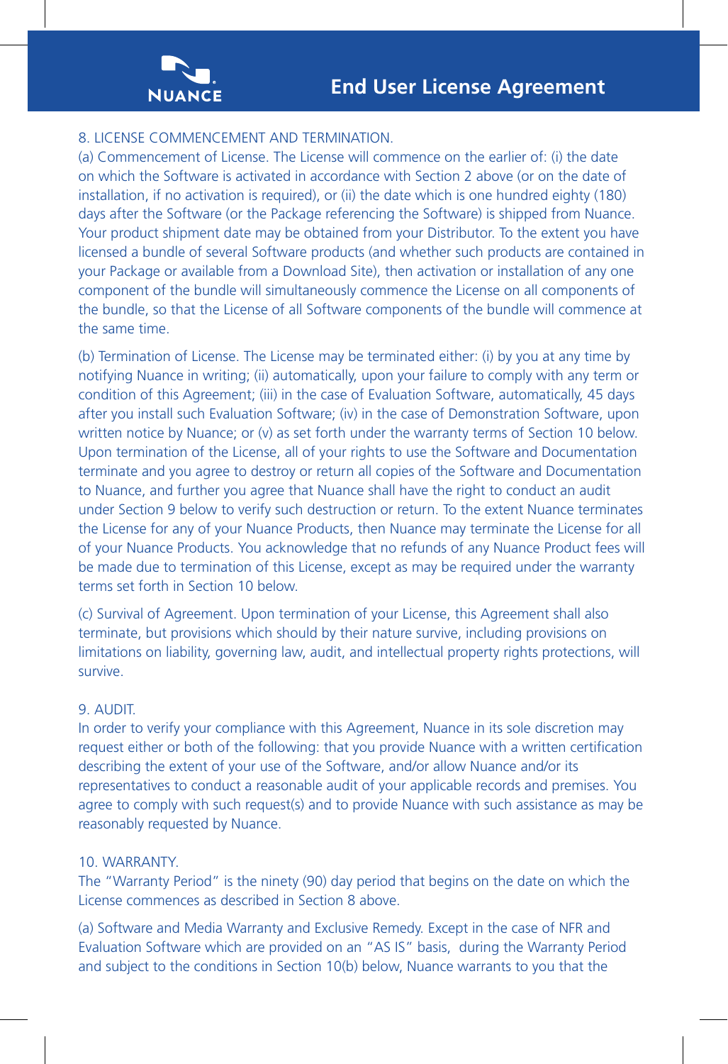8. LICENSE COMMENCEMENT AND TERMINATION.

(a) Commencement of License. The License will commence on the earlier of: (i) the date on which the Software is activated in accordance with Section 2 above (or on the date of installation, if no activation is required), or (ii) the date which is one hundred eighty (180) days after the Software (or the Package referencing the Software) is shipped from Nuance. Your product shipment date may be obtained from your Distributor. To the extent you have licensed a bundle of several Software products (and whether such products are contained in your Package or available from a Download Site), then activation or installation of any one component of the bundle will simultaneously commence the License on all components of the bundle, so that the License of all Software components of the bundle will commence at the same time.

(b) Termination of License. The License may be terminated either: (i) by you at any time by notifying Nuance in writing; (ii) automatically, upon your failure to comply with any term or condition of this Agreement; (iii) in the case of Evaluation Software, automatically, 45 days after you install such Evaluation Software; (iv) in the case of Demonstration Software, upon written notice by Nuance; or (v) as set forth under the warranty terms of Section 10 below. Upon termination of the License, all of your rights to use the Software and Documentation terminate and you agree to destroy or return all copies of the Software and Documentation to Nuance, and further you agree that Nuance shall have the right to conduct an audit under Section 9 below to verify such destruction or return. To the extent Nuance terminates the License for any of your Nuance Products, then Nuance may terminate the License for all of your Nuance Products. You acknowledge that no refunds of any Nuance Product fees will be made due to termination of this License, except as may be required under the warranty terms set forth in Section 10 below.

(c) Survival of Agreement. Upon termination of your License, this Agreement shall also terminate, but provisions which should by their nature survive, including provisions on limitations on liability, governing law, audit, and intellectual property rights protections, will survive.

9. AUDIT.

In order to verify your compliance with this Agreement, Nuance in its sole discretion may request either or both of the following: that you provide Nuance with a written certification describing the extent of your use of the Software, and/or allow Nuance and/or its representatives to conduct a reasonable audit of your applicable records and premises. You agree to comply with such request(s) and to provide Nuance with such assistance as may be reasonably requested by Nuance.

10. WARRANTY.

The "Warranty Period" is the ninety (90) day period that begins on the date on which the License commences as described in Section 8 above.

(a) Software and Media Warranty and Exclusive Remedy. Except in the case of NFR and Evaluation Software which are provided on an "AS IS" basis, during the Warranty Period and subject to the conditions in Section 10(b) below, Nuance warrants to you that the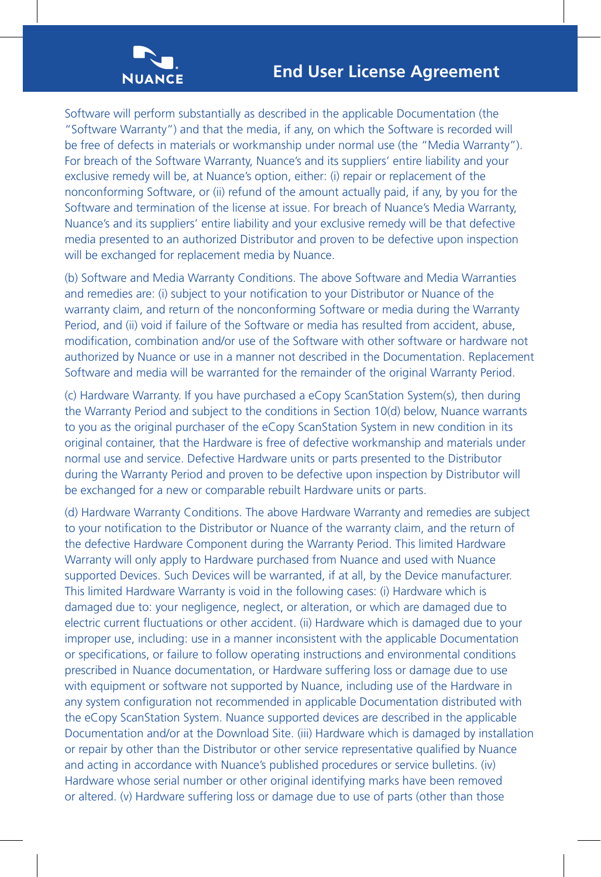Software will perform substantially as described in the applicable Documentation (the "Software Warranty") and that the media, if any, on which the Software is recorded will be free of defects in materials or workmanship under normal use (the "Media Warranty"). For breach of the Software Warranty, Nuance's and its suppliers' entire liability and your exclusive remedy will be, at Nuance's option, either: (i) repair or replacement of the nonconforming Software, or (ii) refund of the amount actually paid, if any, by you for the Software and termination of the license at issue. For breach of Nuance's Media Warranty, Nuance's and its suppliers' entire liability and your exclusive remedy will be that defective media presented to an authorized Distributor and proven to be defective upon inspection will be exchanged for replacement media by Nuance.

(b) Software and Media Warranty Conditions. The above Software and Media Warranties and remedies are: (i) subject to your notification to your Distributor or Nuance of the warranty claim, and return of the nonconforming Software or media during the Warranty Period, and (ii) void if failure of the Software or media has resulted from accident, abuse, modification, combination and/or use of the Software with other software or hardware not authorized by Nuance or use in a manner not described in the Documentation. Replacement Software and media will be warranted for the remainder of the original Warranty Period.

(c) Hardware Warranty. If you have purchased a eCopy ScanStation System(s), then during the Warranty Period and subject to the conditions in Section 10(d) below, Nuance warrants to you as the original purchaser of the eCopy ScanStation System in new condition in its original container, that the Hardware is free of defective workmanship and materials under normal use and service. Defective Hardware units or parts presented to the Distributor during the Warranty Period and proven to be defective upon inspection by Distributor will be exchanged for a new or comparable rebuilt Hardware units or parts.

(d) Hardware Warranty Conditions. The above Hardware Warranty and remedies are subject to your notification to the Distributor or Nuance of the warranty claim, and the return of the defective Hardware Component during the Warranty Period. This limited Hardware Warranty will only apply to Hardware purchased from Nuance and used with Nuance supported Devices. Such Devices will be warranted, if at all, by the Device manufacturer. This limited Hardware Warranty is void in the following cases: (i) Hardware which is damaged due to: your negligence, neglect, or alteration, or which are damaged due to electric current fluctuations or other accident. (ii) Hardware which is damaged due to your improper use, including: use in a manner inconsistent with the applicable Documentation or specifications, or failure to follow operating instructions and environmental conditions prescribed in Nuance documentation, or Hardware suffering loss or damage due to use with equipment or software not supported by Nuance, including use of the Hardware in any system configuration not recommended in applicable Documentation distributed with the eCopy ScanStation System. Nuance supported devices are described in the applicable Documentation and/or at the Download Site. (iii) Hardware which is damaged by installation or repair by other than the Distributor or other service representative qualified by Nuance and acting in accordance with Nuance's published procedures or service bulletins. (iv) Hardware whose serial number or other original identifying marks have been removed or altered. (v) Hardware suffering loss or damage due to use of parts (other than those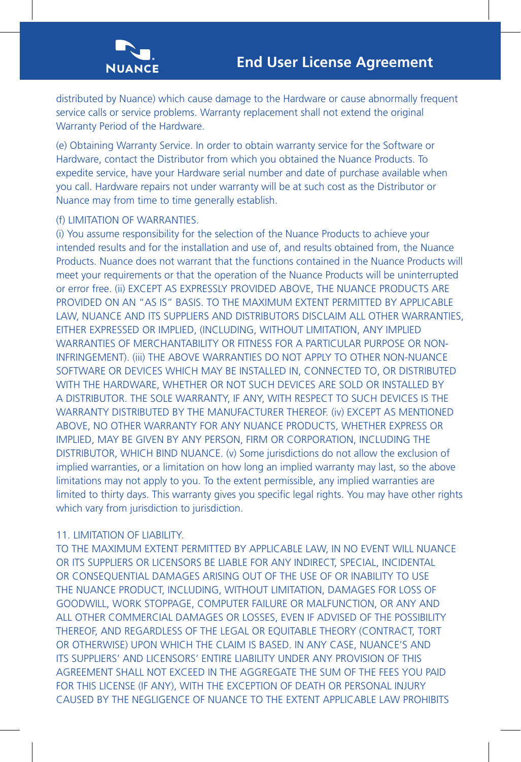distributed by Nuance) which cause damage to the Hardware or cause abnormally frequent service calls or service problems. Warranty replacement shall not extend the original Warranty Period of the Hardware.

(e) Obtaining Warranty Service. In order to obtain warranty service for the Software or Hardware, contact the Distributor from which you obtained the Nuance Products. To expedite service, have your Hardware serial number and date of purchase available when you call. Hardware repairs not under warranty will be at such cost as the Distributor or Nuance may from time to time generally establish.

(f) LIMITATION OF WARRANTIES.
(i) You assume responsibility for the selection of the Nuance Products to achieve your intended results and for the installation and use of, and results obtained from, the Nuance Products. Nuance does not warrant that the functions contained in the Nuance Products will meet your requirements or that the operation of the Nuance Products will be uninterrupted or error free. (ii) EXCEPT AS EXPRESSLY PROVIDED ABOVE, THE NUANCE PRODUCTS ARE PROVIDED ON AN "AS IS" BASIS. TO THE MAXIMUM EXTENT PERMITTED BY APPLICABLE LAW, NUANCE AND ITS SUPPLIERS AND DISTRIBUTORS DISCLAIM ALL OTHER WARRANTIES, EITHER EXPRESSED OR IMPLIED, (INCLUDING, WITHOUT LIMITATION, ANY IMPLIED WARRANTIES OF MERCHANTABILITY OR FITNESS FOR A PARTICULAR PURPOSE OR NON-INFRINGEMENT). (iii) THE ABOVE WARRANTIES DO NOT APPLY TO OTHER NON-NUANCE SOFTWARE OR DEVICES WHICH MAY BE INSTALLED IN, CONNECTED TO, OR DISTRIBUTED WITH THE HARDWARE, WHETHER OR NOT SUCH DEVICES ARE SOLD OR INSTALLED BY A DISTRIBUTOR. THE SOLE WARRANTY, IF ANY, WITH RESPECT TO SUCH DEVICES IS THE WARRANTY DISTRIBUTED BY THE MANUFACTURER THEREOF. (iv) EXCEPT AS MENTIONED ABOVE, NO OTHER WARRANTY FOR ANY NUANCE PRODUCTS, WHETHER EXPRESS OR IMPLIED, MAY BE GIVEN BY ANY PERSON, FIRM OR CORPORATION, INCLUDING THE DISTRIBUTOR, WHICH BIND NUANCE. (v) Some jurisdictions do not allow the exclusion of implied warranties, or a limitation on how long an implied warranty may last, so the above limitations may not apply to you. To the extent permissible, any implied warranties are limited to thirty days. This warranty gives you specific legal rights. You may have other rights which vary from jurisdiction to jurisdiction.

11. LIMITATION OF LIABILITY.
TO THE MAXIMUM EXTENT PERMITTED BY APPLICABLE LAW, IN NO EVENT WILL NUANCE OR ITS SUPPLIERS OR LICENSORS BE LIABLE FOR ANY INDIRECT, SPECIAL, INCIDENTAL OR CONSEQUENTIAL DAMAGES ARISING OUT OF THE USE OF OR INABILITY TO USE THE NUANCE PRODUCT, INCLUDING, WITHOUT LIMITATION, DAMAGES FOR LOSS OF GOODWILL, WORK STOPPAGE, COMPUTER FAILURE OR MALFUNCTION, OR ANY AND ALL OTHER COMMERCIAL DAMAGES OR LOSSES, EVEN IF ADVISED OF THE POSSIBILITY THEREOF, AND REGARDLESS OF THE LEGAL OR EQUITABLE THEORY (CONTRACT, TORT OR OTHERWISE) UPON WHICH THE CLAIM IS BASED. IN ANY CASE, NUANCE'S AND ITS SUPPLIERS' AND LICENSORS' ENTIRE LIABILITY UNDER ANY PROVISION OF THIS AGREEMENT SHALL NOT EXCEED IN THE AGGREGATE THE SUM OF THE FEES YOU PAID FOR THIS LICENSE (IF ANY), WITH THE EXCEPTION OF DEATH OR PERSONAL INJURY CAUSED BY THE NEGLIGENCE OF NUANCE TO THE EXTENT APPLICABLE LAW PROHIBITS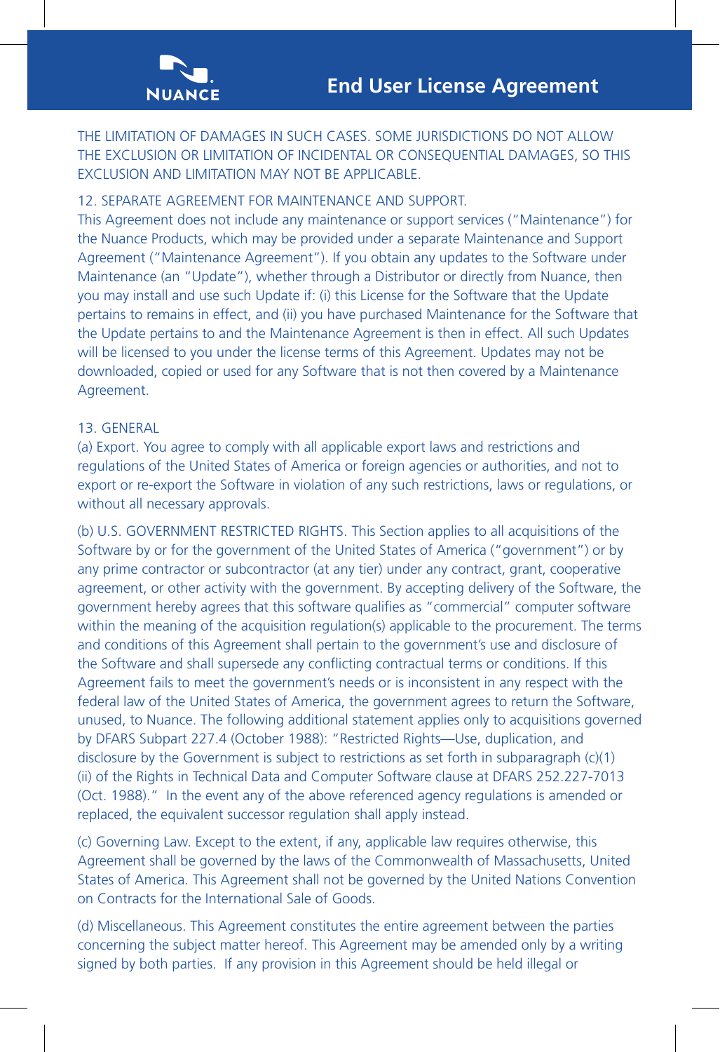THE LIMITATION OF DAMAGES IN SUCH CASES. SOME JURISDICTIONS DO NOT ALLOW THE EXCLUSION OR LIMITATION OF INCIDENTAL OR CONSEQUENTIAL DAMAGES, SO THIS EXCLUSION AND LIMITATION MAY NOT BE APPLICABLE.

12. SEPARATE AGREEMENT FOR MAINTENANCE AND SUPPORT.
This Agreement does not include any maintenance or support services ("Maintenance") for the Nuance Products, which may be provided under a separate Maintenance and Support Agreement ("Maintenance Agreement"). If you obtain any updates to the Software under Maintenance (an "Update"), whether through a Distributor or directly from Nuance, then you may install and use such Update if: (i) this License for the Software that the Update pertains to remains in effect, and (ii) you have purchased Maintenance for the Software that the Update pertains to and the Maintenance Agreement is then in effect. All such Updates will be licensed to you under the license terms of this Agreement. Updates may not be downloaded, copied or used for any Software that is not then covered by a Maintenance Agreement.

13. GENERAL
(a) Export. You agree to comply with all applicable export laws and restrictions and regulations of the United States of America or foreign agencies or authorities, and not to export or re-export the Software in violation of any such restrictions, laws or regulations, or without all necessary approvals.

(b) U.S. GOVERNMENT RESTRICTED RIGHTS. This Section applies to all acquisitions of the Software by or for the government of the United States of America ("government") or by any prime contractor or subcontractor (at any tier) under any contract, grant, cooperative agreement, or other activity with the government. By accepting delivery of the Software, the government hereby agrees that this software qualifies as "commercial" computer software within the meaning of the acquisition regulation(s) applicable to the procurement. The terms and conditions of this Agreement shall pertain to the government's use and disclosure of the Software and shall supersede any conflicting contractual terms or conditions. If this Agreement fails to meet the government's needs or is inconsistent in any respect with the federal law of the United States of America, the government agrees to return the Software, unused, to Nuance. The following additional statement applies only to acquisitions governed by DFARS Subpart 227.4 (October 1988): "Restricted Rights—Use, duplication, and disclosure by the Government is subject to restrictions as set forth in subparagraph (c)(1)(ii) of the Rights in Technical Data and Computer Software clause at DFARS 252.227-7013 (Oct. 1988)." In the event any of the above referenced agency regulations is amended or replaced, the equivalent successor regulation shall apply instead.

(c) Governing Law. Except to the extent, if any, applicable law requires otherwise, this Agreement shall be governed by the laws of the Commonwealth of Massachusetts, United States of America. This Agreement shall not be governed by the United Nations Convention on Contracts for the International Sale of Goods.

(d) Miscellaneous. This Agreement constitutes the entire agreement between the parties concerning the subject matter hereof. This Agreement may be amended only by a writing signed by both parties. If any provision in this Agreement should be held illegal or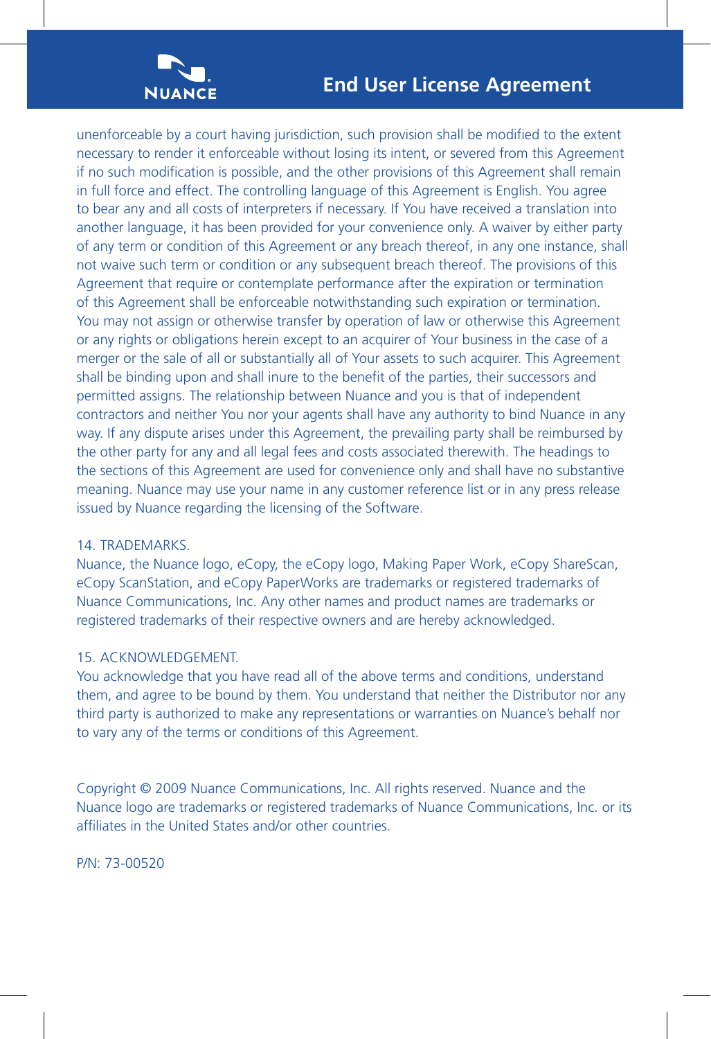unenforceable by a court having jurisdiction, such provision shall be modified to the extent necessary to render it enforceable without losing its intent, or severed from this Agreement if no such modification is possible, and the other provisions of this Agreement shall remain in full force and effect. The controlling language of this Agreement is English. You agree to bear any and all costs of interpreters if necessary. If You have received a translation into another language, it has been provided for your convenience only. A waiver by either party of any term or condition of this Agreement or any breach thereof, in any one instance, shall not waive such term or condition or any subsequent breach thereof. The provisions of this Agreement that require or contemplate performance after the expiration or termination of this Agreement shall be enforceable notwithstanding such expiration or termination. You may not assign or otherwise transfer by operation of law or otherwise this Agreement or any rights or obligations herein except to an acquirer of Your business in the case of a merger or the sale of all or substantially all of Your assets to such acquirer. This Agreement shall be binding upon and shall inure to the benefit of the parties, their successors and permitted assigns. The relationship between Nuance and you is that of independent contractors and neither You nor your agents shall have any authority to bind Nuance in any way. If any dispute arises under this Agreement, the prevailing party shall be reimbursed by the other party for any and all legal fees and costs associated therewith. The headings to the sections of this Agreement are used for convenience only and shall have no substantive meaning. Nuance may use your name in any customer reference list or in any press release issued by Nuance regarding the licensing of the Software.

14. TRADEMARKS.

Nuance, the Nuance logo, eCopy, the eCopy logo, Making Paper Work, eCopy ShareScan, eCopy ScanStation, and eCopy PaperWorks are trademarks or registered trademarks of Nuance Communications, Inc. Any other names and product names are trademarks or registered trademarks of their respective owners and are hereby acknowledged.

15. ACKNOWLEDGEMENT.

You acknowledge that you have read all of the above terms and conditions, understand them, and agree to be bound by them. You understand that neither the Distributor nor any third party is authorized to make any representations or warranties on Nuance's behalf nor to vary any of the terms or conditions of this Agreement.

Copyright © 2009 Nuance Communications, Inc. All rights reserved. Nuance and the Nuance logo are trademarks or registered trademarks of Nuance Communications, Inc. or its affiliates in the United States and/or other countries.

P/N: 73-00520